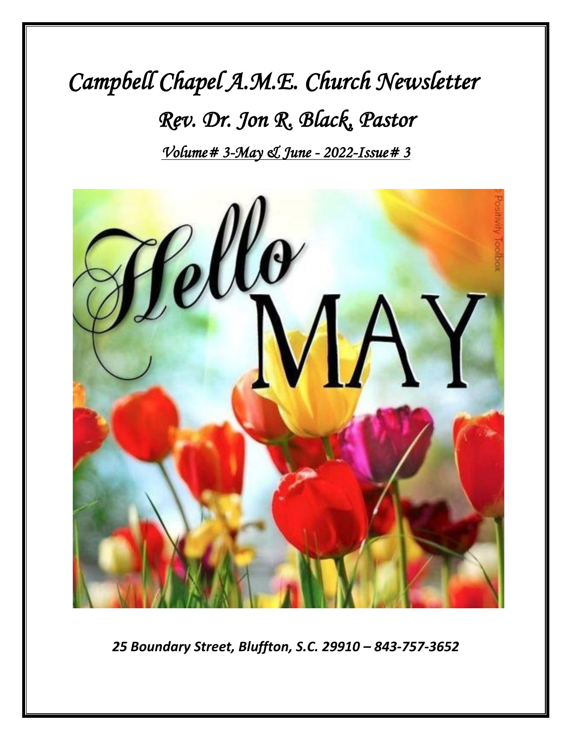# *Campbell Chapel A.M.E. Church Newsletter*

## *Rev. Dr. Jon R. Black, Pastor*

*Volume # 3-May & June - 2022-Issue # 3*

Hello MAY

*25 Boundary Street, Bluffton, S.C. 29910 – 843-757-3652*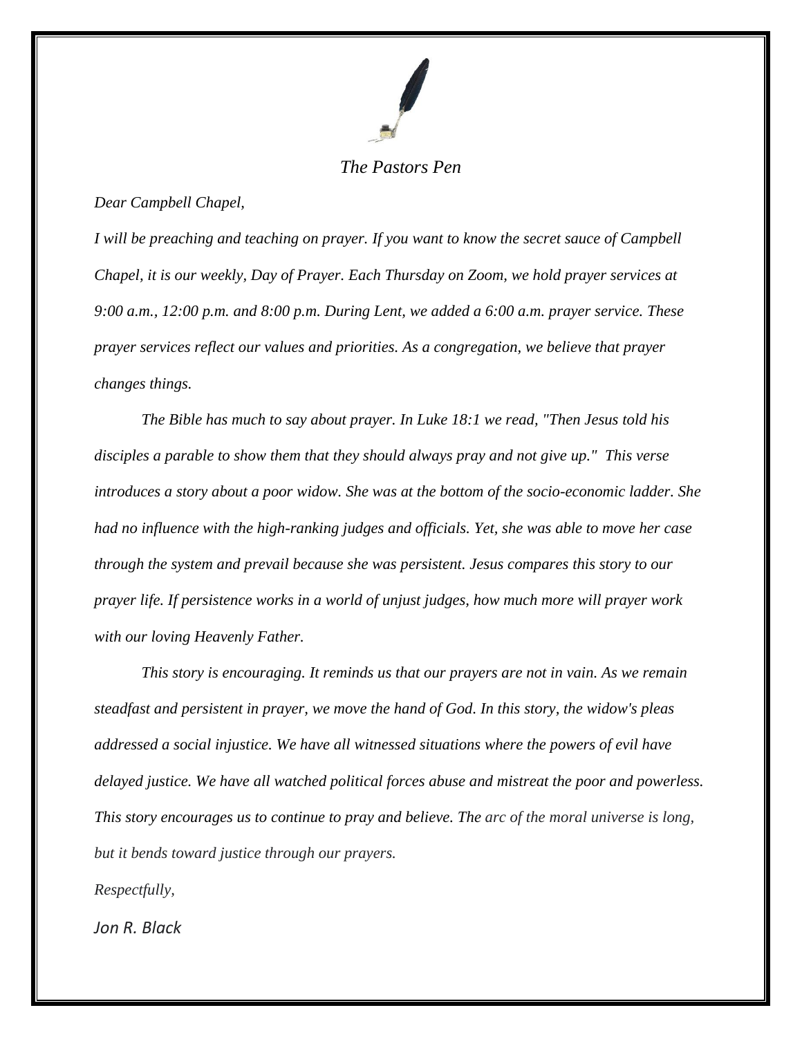*The Pastors Pen*

*Dear Campbell Chapel,*

*I will be preaching and teaching on prayer. If you want to know the secret sauce of Campbell Chapel, it is our weekly, Day of Prayer. Each Thursday on Zoom, we hold prayer services at 9:00 a.m., 12:00 p.m. and 8:00 p.m. During Lent, we added a 6:00 a.m. prayer service. These prayer services reflect our values and priorities. As a congregation, we believe that prayer changes things.*

*The Bible has much to say about prayer. In Luke 18:1 we read, "Then Jesus told his disciples a parable to show them that they should always pray and not give up." This verse introduces a story about a poor widow. She was at the bottom of the socio-economic ladder. She had no influence with the high-ranking judges and officials. Yet, she was able to move her case through the system and prevail because she was persistent. Jesus compares this story to our prayer life. If persistence works in a world of unjust judges, how much more will prayer work with our loving Heavenly Father.*

*This story is encouraging. It reminds us that our prayers are not in vain. As we remain steadfast and persistent in prayer, we move the hand of God. In this story, the widow's pleas addressed a social injustice. We have all witnessed situations where the powers of evil have delayed justice. We have all watched political forces abuse and mistreat the poor and powerless. This story encourages us to continue to pray and believe. The arc of the moral universe is long, but it bends toward justice through our prayers.*

*Respectfully,*

*Jon R. Black*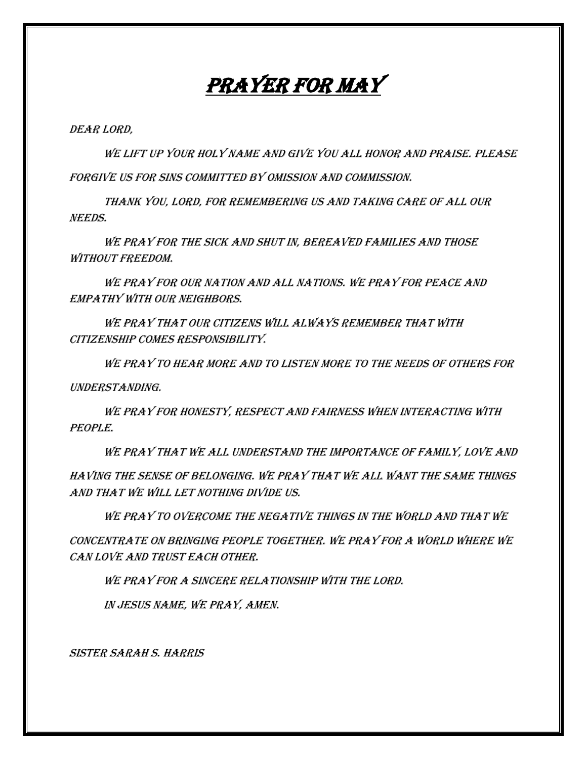# Prayer for May

Dear Lord,

We lift up your holy name and give you all honor and praise. Please forgive us for sins committed by omission and commission.

Thank You, Lord, for remembering us and taking care of all our needs.

We pray for the sick and shut in, bereaved families and those without freedom.

We pray for our nation and all nations. We pray for peace and empathy with our neighbors.

We pray that our citizens will always remember that with citizenship comes responsibility.

We pray to hear more and to listen more to the needs of others for understanding.

We pray for honesty, respect and fairness when interacting with people.

We pray that we all understand the importance of family, love and having the sense of belonging. We pray that we all want the same things and that we will let nothing divide us.

We pray to overcome the negative things in the world and that we concentrate on bringing people together. We pray for a world where we can love and trust each other.

We pray for a sincere relationship with the Lord.

In Jesus name, we pray, Amen.

Sister Sarah S. Harris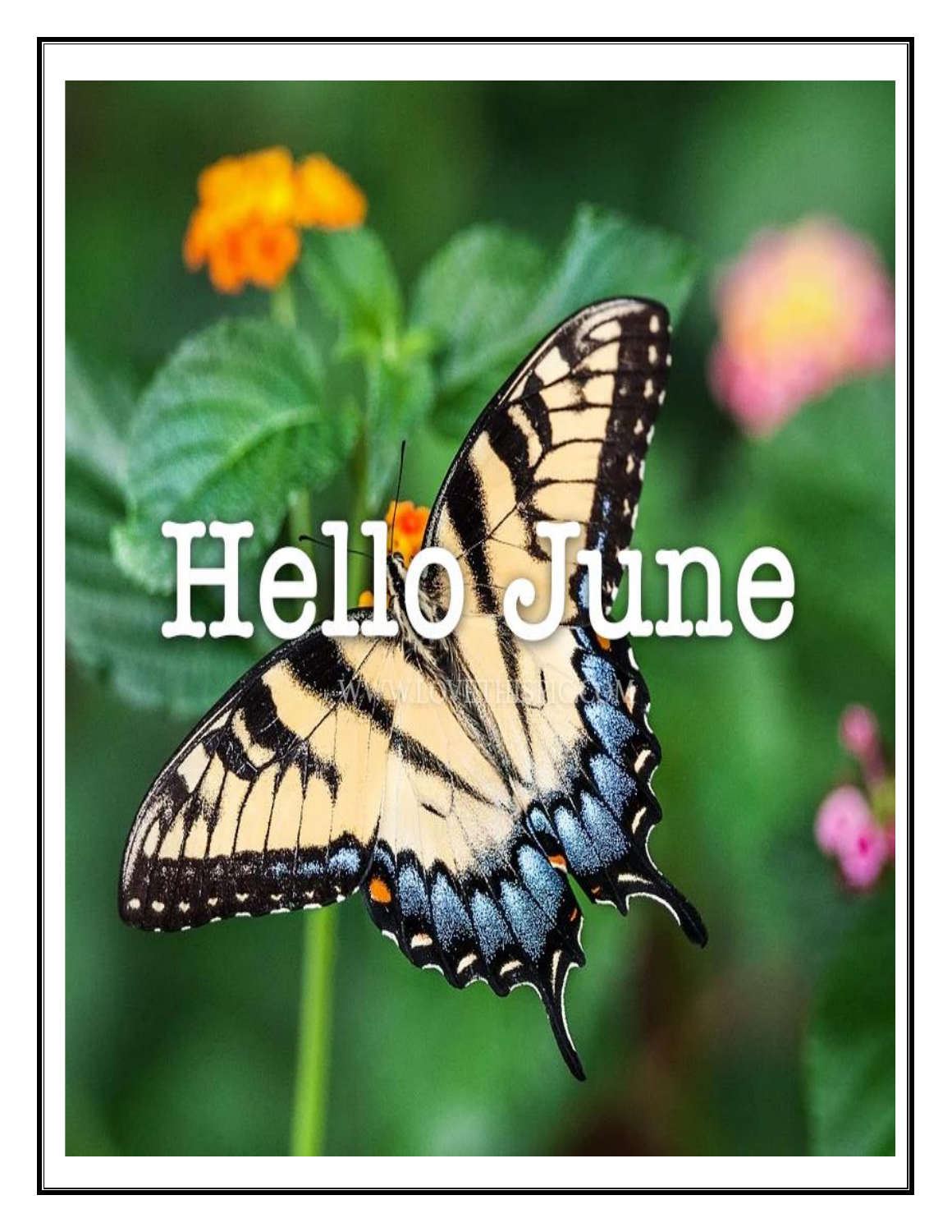# Hello June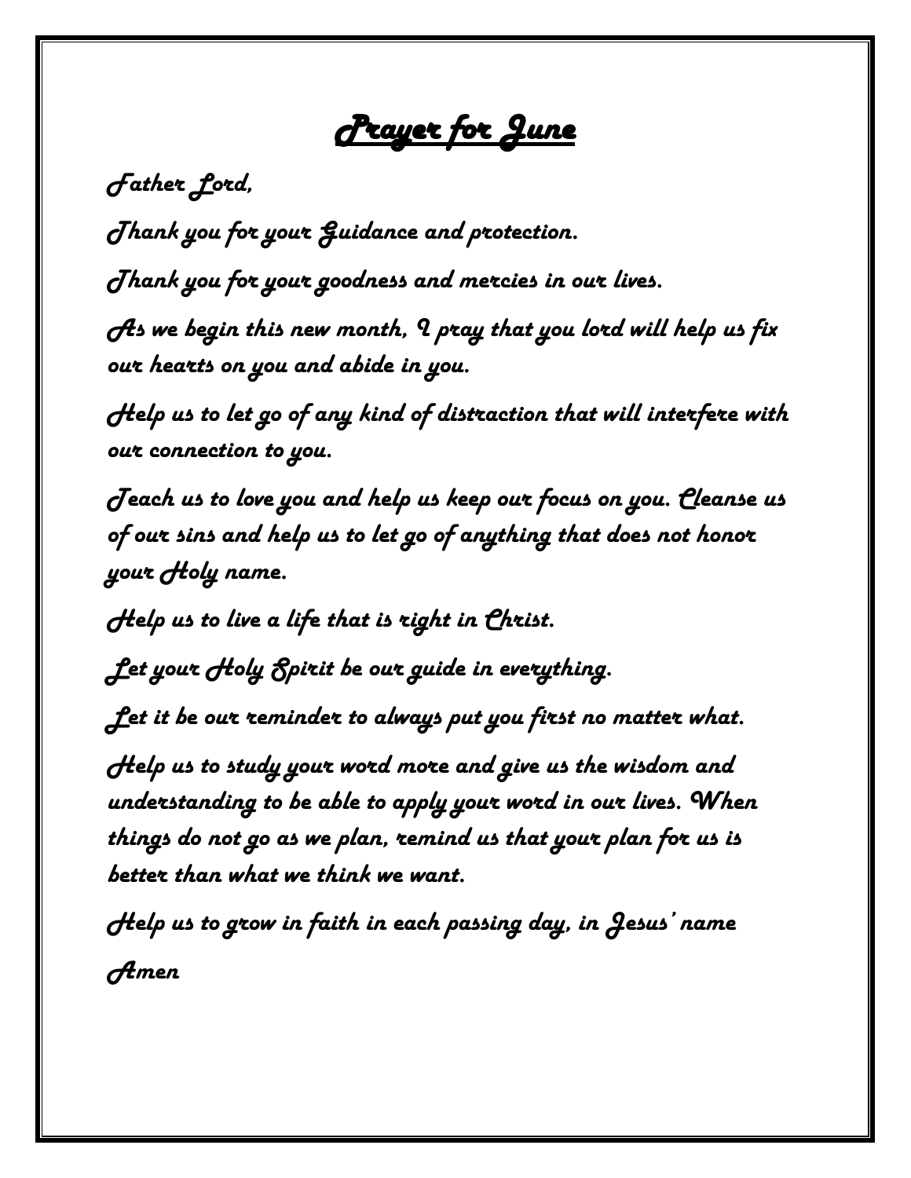# Prayer for June

Father Lord,

Thank you for your Guidance and protection.

Thank you for your goodness and mercies in our lives.

As we begin this new month, I pray that you lord will help us fix our hearts on you and abide in you.

Help us to let go of any kind of distraction that will interfere with our connection to you.

Teach us to love you and help us keep our focus on you. Cleanse us of our sins and help us to let go of anything that does not honor your Holy name.

Help us to live a life that is right in Christ.

Let your Holy Spirit be our guide in everything.

Let it be our reminder to always put you first no matter what.

Help us to study your word more and give us the wisdom and understanding to be able to apply your word in our lives. When things do not go as we plan, remind us that your plan for us is better than what we think we want.

Help us to grow in faith in each passing day, in Jesus' name

Amen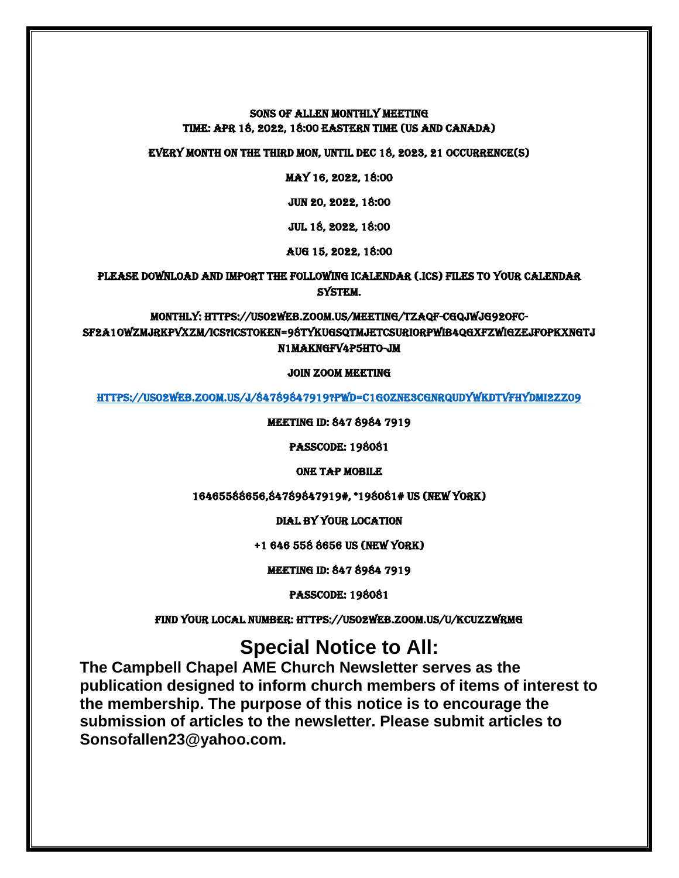SONS OF ALLEN MONTHLY MEETING
TIME: APR 18, 2022, 18:00 EASTERN TIME (US AND CANADA)

EVERY MONTH ON THE THIRD MON, UNTIL DEC 18, 2023, 21 OCCURRENCE(S)

MAY 16, 2022, 18:00

JUN 20, 2022, 18:00

JUL 18, 2022, 18:00

AUG 15, 2022, 18:00

PLEASE DOWNLOAD AND IMPORT THE FOLLOWING ICALENDAR (.ICS) FILES TO YOUR CALENDAR SYSTEM.

MONTHLY: HTTPS://US02WEB.ZOOM.US/MEETING/TZAQF-CGQJWJG92OFC-SF2A1OWZMJRKPVXZM/ICS?ICSTOKEN=98TYKUGSQTMJETCSURIORPWIB4QGXFZWIGZEJFOPKXNGTJN1MAKNGFV4P5HTO-JM

JOIN ZOOM MEETING

HTTPS://US02WEB.ZOOM.US/J/84789847919?PWD=C1G0ZNE3CGNRQUDYWKDTVFHYDMI2ZZ09

MEETING ID: 847 8984 7919

PASSCODE: 198081

ONE TAP MOBILE

16465588656,84789847919#,*198081# US (NEW YORK)

DIAL BY YOUR LOCATION

+1 646 558 8656 US (NEW YORK)

MEETING ID: 847 8984 7919

PASSCODE: 198081

FIND YOUR LOCAL NUMBER: HTTPS://US02WEB.ZOOM.US/U/KCUZZWRMG

## Special Notice to All:

**The Campbell Chapel AME Church Newsletter serves as the publication designed to inform church members of items of interest to the membership. The purpose of this notice is to encourage the submission of articles to the newsletter. Please submit articles to Sonsofallen23@yahoo.com.**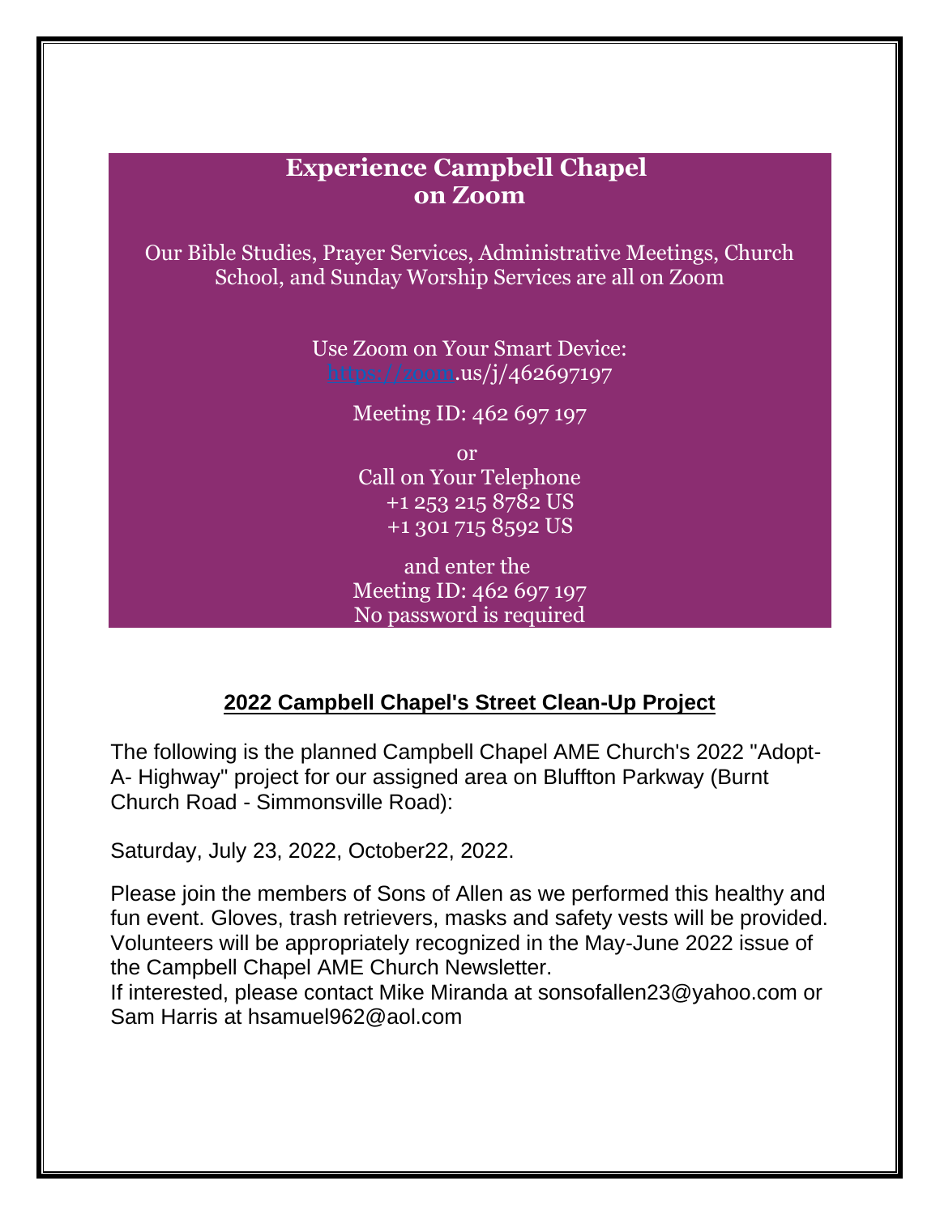## Experience Campbell Chapel on Zoom

Our Bible Studies, Prayer Services, Administrative Meetings, Church School, and Sunday Worship Services are all on Zoom

Use Zoom on Your Smart Device:
https://zoom.us/j/462697197

Meeting ID: 462 697 197

or

Call on Your Telephone
+1 253 215 8782 US
+1 301 715 8592 US

and enter the
Meeting ID: 462 697 197
No password is required

## 2022 Campbell Chapel's Street Clean-Up Project

The following is the planned Campbell Chapel AME Church's 2022 "Adopt-A- Highway" project for our assigned area on Bluffton Parkway (Burnt Church Road - Simmonsville Road):

Saturday, July 23, 2022, October22, 2022.

Please join the members of Sons of Allen as we performed this healthy and fun event. Gloves, trash retrievers, masks and safety vests will be provided. Volunteers will be appropriately recognized in the May-June 2022 issue of the Campbell Chapel AME Church Newsletter.
If interested, please contact Mike Miranda at sonsofallen23@yahoo.com or Sam Harris at hsamuel962@aol.com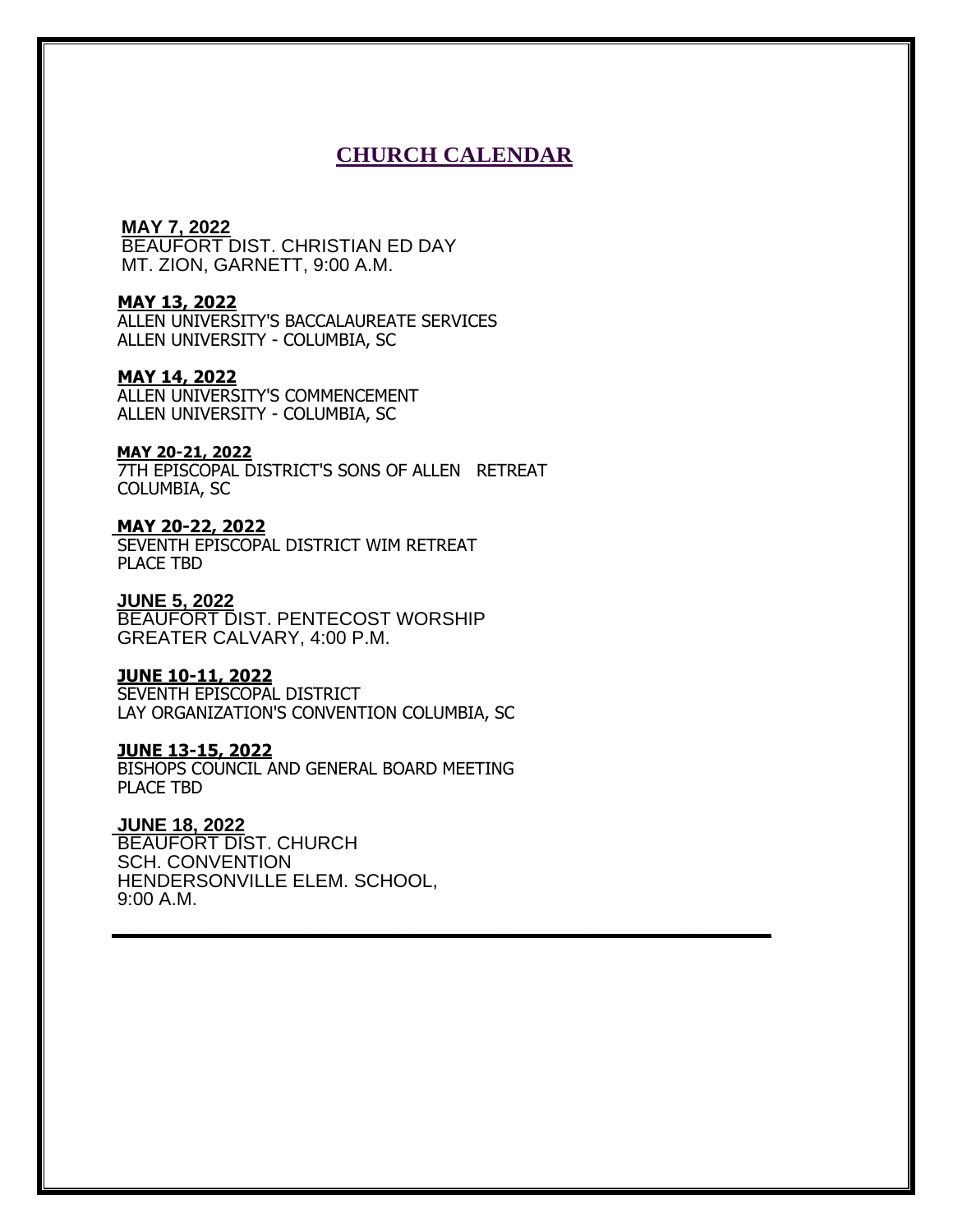## CHURCH CALENDAR

**MAY 7, 2022**
BEAUFORT DIST. CHRISTIAN ED DAY
MT. ZION, GARNETT, 9:00 A.M.

**MAY 13, 2022**
ALLEN UNIVERSITY'S BACCALAUREATE SERVICES
ALLEN UNIVERSITY - COLUMBIA, SC

**MAY 14, 2022**
ALLEN UNIVERSITY'S COMMENCEMENT
ALLEN UNIVERSITY - COLUMBIA, SC

**MAY 20-21, 2022**
7TH EPISCOPAL DISTRICT'S SONS OF ALLEN RETREAT
COLUMBIA, SC

**MAY 20-22, 2022**
SEVENTH EPISCOPAL DISTRICT WIM RETREAT
PLACE TBD

**JUNE 5, 2022**
BEAUFORT DIST. PENTECOST WORSHIP
GREATER CALVARY, 4:00 P.M.

**JUNE 10-11, 2022**
SEVENTH EPISCOPAL DISTRICT
LAY ORGANIZATION'S CONVENTION COLUMBIA, SC

**JUNE 13-15, 2022**
BISHOPS COUNCIL AND GENERAL BOARD MEETING
PLACE TBD

**JUNE 18, 2022**
BEAUFORT DIST. CHURCH
SCH. CONVENTION
HENDERSONVILLE ELEM. SCHOOL,
9:00 A.M.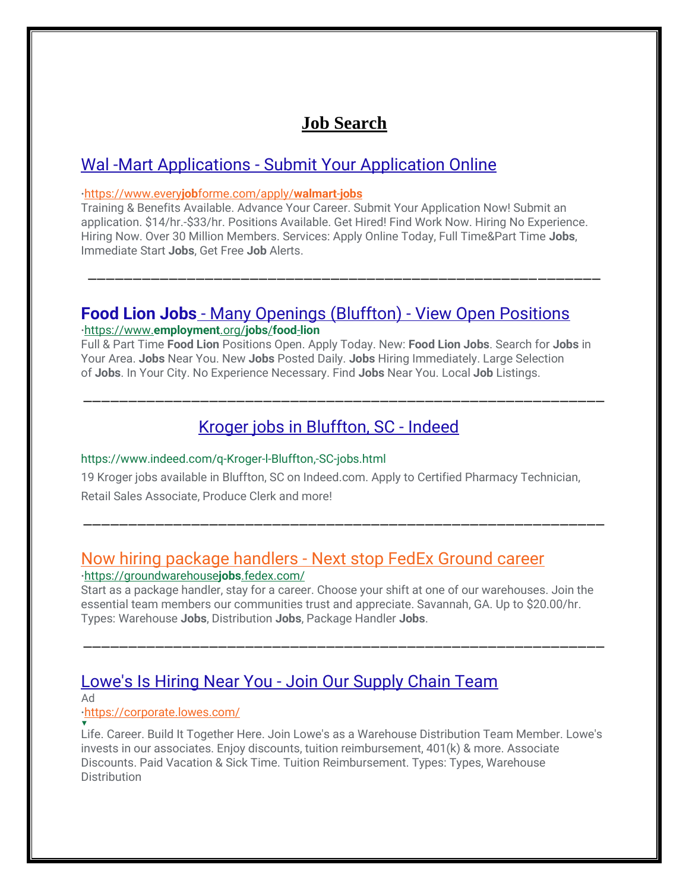# Job Search

## Wal -Mart Applications - Submit Your Application Online

·https://www.everyjobforme.com/apply/walmart-jobs

Training & Benefits Available. Advance Your Career. Submit Your Application Now! Submit an application. $14/hr.-$33/hr. Positions Available. Get Hired! Find Work Now. Hiring No Experience. Hiring Now. Over 30 Million Members. Services: Apply Online Today, Full Time&Part Time **Jobs**, Immediate Start **Jobs**, Get Free **Job** Alerts.

---

## **Food Lion Jobs** - Many Openings (Bluffton) - View Open Positions

·https://www.**employment**.org/**jobs**/**food**-**lion**

Full & Part Time **Food Lion** Positions Open. Apply Today. New: **Food Lion Jobs**. Search for **Jobs** in Your Area. **Jobs** Near You. New **Jobs** Posted Daily. **Jobs** Hiring Immediately. Large Selection of **Jobs**. In Your City. No Experience Necessary. Find **Jobs** Near You. Local **Job** Listings.

---

## Kroger jobs in Bluffton, SC - Indeed

https://www.indeed.com/q-Kroger-l-Bluffton,-SC-jobs.html

19 Kroger jobs available in Bluffton, SC on Indeed.com. Apply to Certified Pharmacy Technician, Retail Sales Associate, Produce Clerk and more!

---

## Now hiring package handlers - Next stop FedEx Ground career

·https://groundwarehouse**jobs**.fedex.com/

Start as a package handler, stay for a career. Choose your shift at one of our warehouses. Join the essential team members our communities trust and appreciate. Savannah, GA. Up to $20.00/hr. Types: Warehouse **Jobs**, Distribution **Jobs**, Package Handler **Jobs**.

---

## Lowe's Is Hiring Near You - Join Our Supply Chain Team

Ad

·https://corporate.lowes.com/

Life. Career. Build It Together Here. Join Lowe's as a Warehouse Distribution Team Member. Lowe's invests in our associates. Enjoy discounts, tuition reimbursement, 401(k) & more. Associate Discounts. Paid Vacation & Sick Time. Tuition Reimbursement. Types: Types, Warehouse Distribution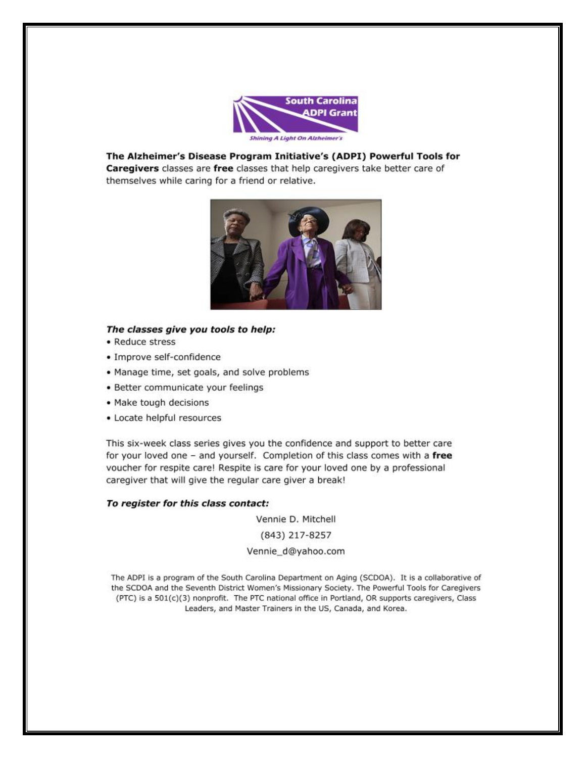South Carolina ADPI Grant

*Shining A Light On Alzheimer's*

**The Alzheimer's Disease Program Initiative's (ADPI) Powerful Tools for Caregivers** classes are **free** classes that help caregivers take better care of themselves while caring for a friend or relative.

***The classes give you tools to help:***

- Reduce stress
- Improve self-confidence
- Manage time, set goals, and solve problems
- Better communicate your feelings
- Make tough decisions
- Locate helpful resources

This six-week class series gives you the confidence and support to better care for your loved one – and yourself. Completion of this class comes with a **free** voucher for respite care! Respite is care for your loved one by a professional caregiver that will give the regular care giver a break!

***To register for this class contact:***

Vennie D. Mitchell

(843) 217-8257

Vennie_d@yahoo.com

The ADPI is a program of the South Carolina Department on Aging (SCDOA). It is a collaborative of the SCDOA and the Seventh District Women's Missionary Society. The Powerful Tools for Caregivers (PTC) is a 501(c)(3) nonprofit. The PTC national office in Portland, OR supports caregivers, Class Leaders, and Master Trainers in the US, Canada, and Korea.